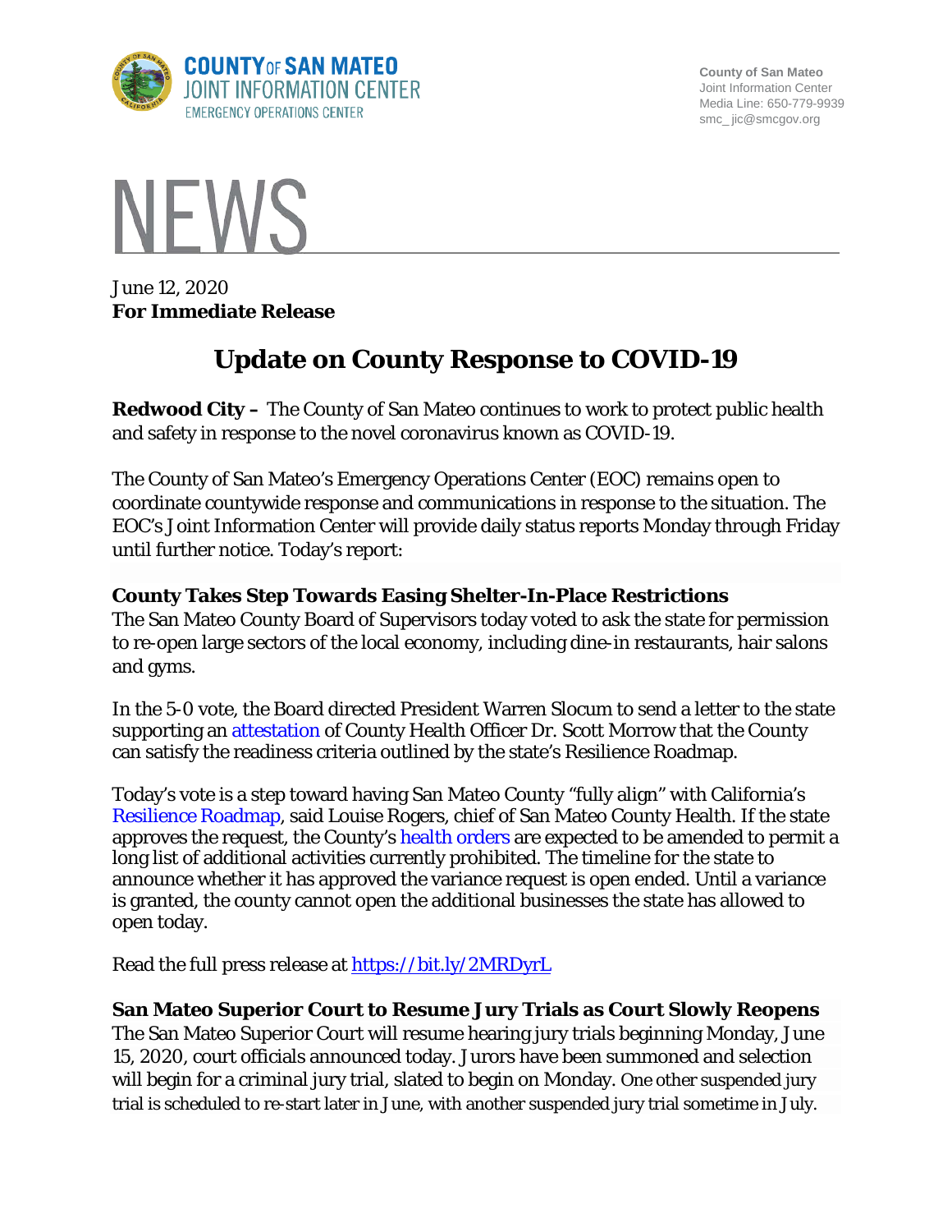County of San Mateo
Joint Information Center
Media Line: 650-779-9939
smc_ jic@smcgov.org

COUNTY OF SAN MATEO JOINT INFORMATION CENTER EMERGENCY OPERATIONS CENTER

# NEWS

June 12, 2020
**For Immediate Release**

# Update on County Response to COVID-19

**Redwood City –** The County of San Mateo continues to work to protect public health and safety in response to the novel coronavirus known as COVID-19.

The County of San Mateo's Emergency Operations Center (EOC) remains open to coordinate countywide response and communications in response to the situation. The EOC's Joint Information Center will provide daily status reports Monday through Friday until further notice. Today's report:

**County Takes Step Towards Easing Shelter-In-Place Restrictions**
The San Mateo County Board of Supervisors today voted to ask the state for permission to re-open large sectors of the local economy, including dine-in restaurants, hair salons and gyms.

In the 5-0 vote, the Board directed President Warren Slocum to send a letter to the state supporting an attestation of County Health Officer Dr. Scott Morrow that the County can satisfy the readiness criteria outlined by the state's Resilience Roadmap.

Today's vote is a step toward having San Mateo County "fully align" with California's Resilience Roadmap, said Louise Rogers, chief of San Mateo County Health. If the state approves the request, the County's health orders are expected to be amended to permit a long list of additional activities currently prohibited. The timeline for the state to announce whether it has approved the variance request is open ended. Until a variance is granted, the county cannot open the additional businesses the state has allowed to open today.

Read the full press release at https://bit.ly/2MRDyrL

**San Mateo Superior Court to Resume Jury Trials as Court Slowly Reopens**
The San Mateo Superior Court will resume hearing jury trials beginning Monday, June 15, 2020, court officials announced today. Jurors have been summoned and selection will begin for a criminal jury trial, slated to begin on Monday. One other suspended jury trial is scheduled to re-start later in June, with another suspended jury trial sometime in July.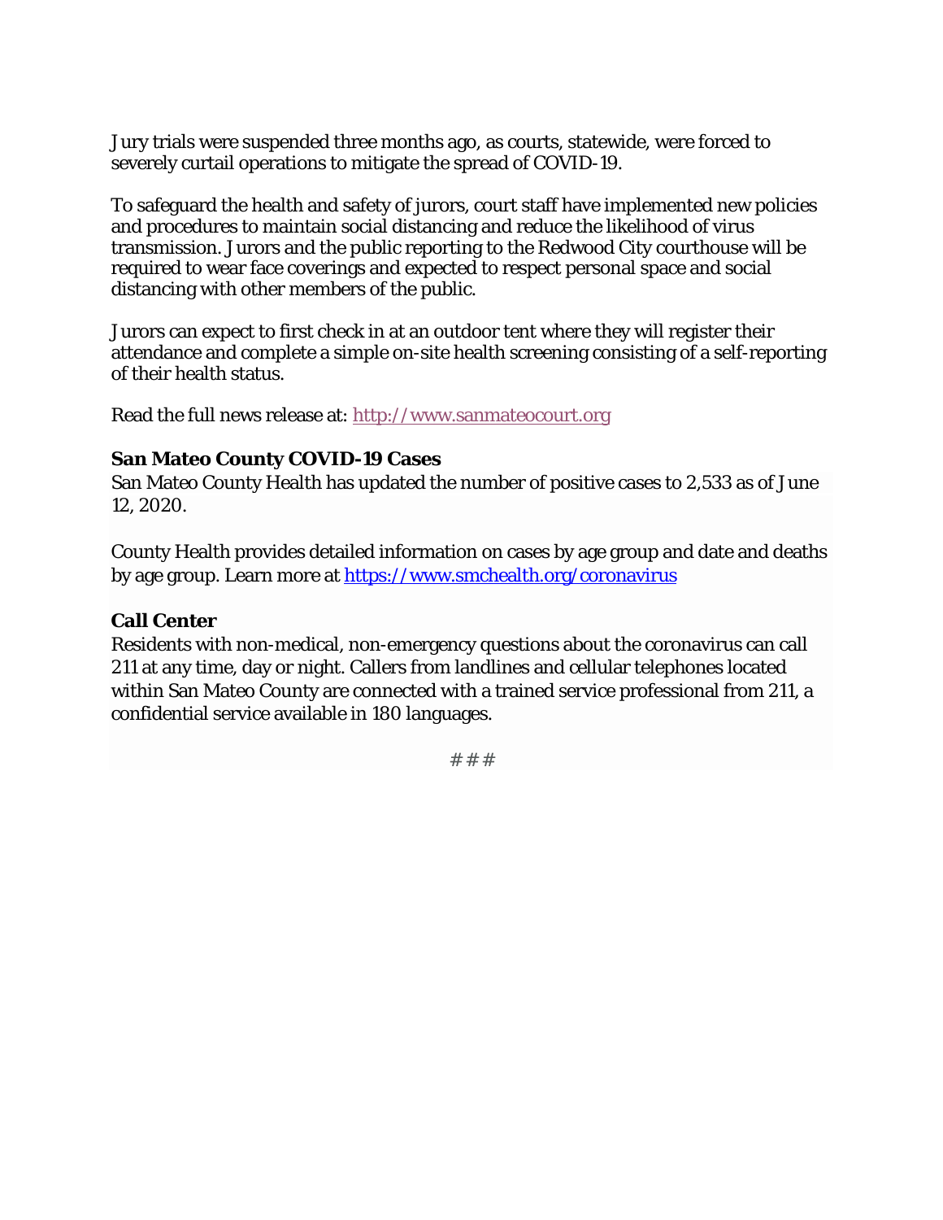Jury trials were suspended three months ago, as courts, statewide, were forced to severely curtail operations to mitigate the spread of COVID-19.

To safeguard the health and safety of jurors, court staff have implemented new policies and procedures to maintain social distancing and reduce the likelihood of virus transmission. Jurors and the public reporting to the Redwood City courthouse will be required to wear face coverings and expected to respect personal space and social distancing with other members of the public.

Jurors can expect to first check in at an outdoor tent where they will register their attendance and complete a simple on-site health screening consisting of a self-reporting of their health status.

Read the full news release at: http://www.sanmateocourt.org

**San Mateo County COVID-19 Cases**
San Mateo County Health has updated the number of positive cases to 2,533 as of June 12, 2020.

County Health provides detailed information on cases by age group and date and deaths by age group. Learn more at https://www.smchealth.org/coronavirus

**Call Center**
Residents with non-medical, non-emergency questions about the coronavirus can call 211 at any time, day or night. Callers from landlines and cellular telephones located within San Mateo County are connected with a trained service professional from 211, a confidential service available in 180 languages.

# # #